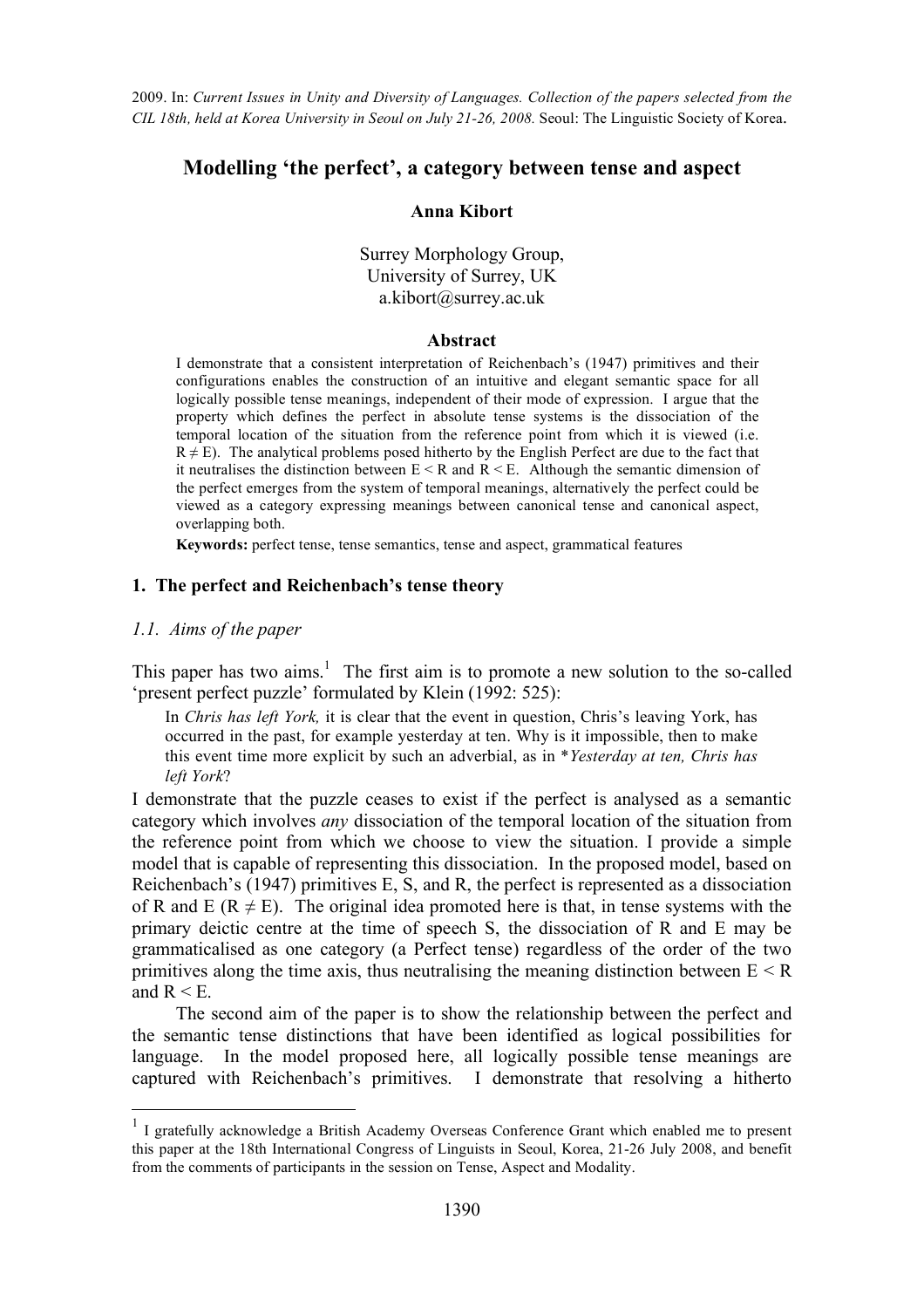2009. In: *Current Issues in Unity and Diversity of Languages. Collection of the papers selected from the CIL 18th, held at Korea University in Seoul on July 21-26, 2008.* Seoul: The Linguistic Society of Korea.

# Modelling 'the perfect', a category between tense and aspect

**Anna Kibort**

Surrey Morphology Group,
University of Surrey, UK
a.kibort@surrey.ac.uk

### Abstract

I demonstrate that a consistent interpretation of Reichenbach's (1947) primitives and their configurations enables the construction of an intuitive and elegant semantic space for all logically possible tense meanings, independent of their mode of expression. I argue that the property which defines the perfect in absolute tense systems is the dissociation of the temporal location of the situation from the reference point from which it is viewed (i.e. $R \neq E$). The analytical problems posed hitherto by the English Perfect are due to the fact that it neutralises the distinction between $E < R$ and $R < E$. Although the semantic dimension of the perfect emerges from the system of temporal meanings, alternatively the perfect could be viewed as a category expressing meanings between canonical tense and canonical aspect, overlapping both.

**Keywords:** perfect tense, tense semantics, tense and aspect, grammatical features

## 1. The perfect and Reichenbach's tense theory

### *1.1. Aims of the paper*

This paper has two aims.[1] The first aim is to promote a new solution to the so-called 'present perfect puzzle' formulated by Klein (1992: 525):

> In *Chris has left York,* it is clear that the event in question, Chris's leaving York, has occurred in the past, for example yesterday at ten. Why is it impossible, then to make this event time more explicit by such an adverbial, as in \**Yesterday at ten, Chris has left York*?

I demonstrate that the puzzle ceases to exist if the perfect is analysed as a semantic category which involves *any* dissociation of the temporal location of the situation from the reference point from which we choose to view the situation. I provide a simple model that is capable of representing this dissociation. In the proposed model, based on Reichenbach's (1947) primitives E, S, and R, the perfect is represented as a dissociation of R and E ($R \neq E$). The original idea promoted here is that, in tense systems with the primary deictic centre at the time of speech S, the dissociation of R and E may be grammaticalised as one category (a Perfect tense) regardless of the order of the two primitives along the time axis, thus neutralising the meaning distinction between $E < R$ and $R < E$.

The second aim of the paper is to show the relationship between the perfect and the semantic tense distinctions that have been identified as logical possibilities for language. In the model proposed here, all logically possible tense meanings are captured with Reichenbach's primitives. I demonstrate that resolving a hitherto

[1] I gratefully acknowledge a British Academy Overseas Conference Grant which enabled me to present this paper at the 18th International Congress of Linguists in Seoul, Korea, 21-26 July 2008, and benefit from the comments of participants in the session on Tense, Aspect and Modality.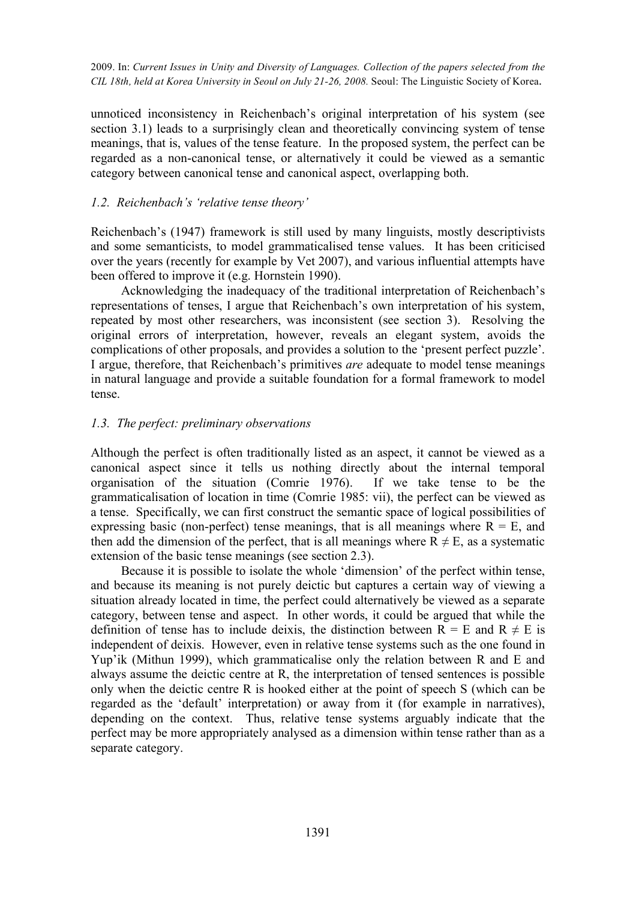unnoticed inconsistency in Reichenbach's original interpretation of his system (see section 3.1) leads to a surprisingly clean and theoretically convincing system of tense meanings, that is, values of the tense feature. In the proposed system, the perfect can be regarded as a non-canonical tense, or alternatively it could be viewed as a semantic category between canonical tense and canonical aspect, overlapping both.

### *1.2. Reichenbach's 'relative tense theory'*

Reichenbach's (1947) framework is still used by many linguists, mostly descriptivists and some semanticists, to model grammaticalised tense values. It has been criticised over the years (recently for example by Vet 2007), and various influential attempts have been offered to improve it (e.g. Hornstein 1990).

Acknowledging the inadequacy of the traditional interpretation of Reichenbach's representations of tenses, I argue that Reichenbach's own interpretation of his system, repeated by most other researchers, was inconsistent (see section 3). Resolving the original errors of interpretation, however, reveals an elegant system, avoids the complications of other proposals, and provides a solution to the 'present perfect puzzle'. I argue, therefore, that Reichenbach's primitives *are* adequate to model tense meanings in natural language and provide a suitable foundation for a formal framework to model tense.

### *1.3. The perfect: preliminary observations*

Although the perfect is often traditionally listed as an aspect, it cannot be viewed as a canonical aspect since it tells us nothing directly about the internal temporal organisation of the situation (Comrie 1976). If we take tense to be the grammaticalisation of location in time (Comrie 1985: vii), the perfect can be viewed as a tense. Specifically, we can first construct the semantic space of logical possibilities of expressing basic (non-perfect) tense meanings, that is all meanings where $R = E$, and then add the dimension of the perfect, that is all meanings where $R \neq E$, as a systematic extension of the basic tense meanings (see section 2.3).

Because it is possible to isolate the whole 'dimension' of the perfect within tense, and because its meaning is not purely deictic but captures a certain way of viewing a situation already located in time, the perfect could alternatively be viewed as a separate category, between tense and aspect. In other words, it could be argued that while the definition of tense has to include deixis, the distinction between $R = E$ and $R \neq E$ is independent of deixis. However, even in relative tense systems such as the one found in Yup'ik (Mithun 1999), which grammaticalise only the relation between R and E and always assume the deictic centre at R, the interpretation of tensed sentences is possible only when the deictic centre R is hooked either at the point of speech S (which can be regarded as the 'default' interpretation) or away from it (for example in narratives), depending on the context. Thus, relative tense systems arguably indicate that the perfect may be more appropriately analysed as a dimension within tense rather than as a separate category.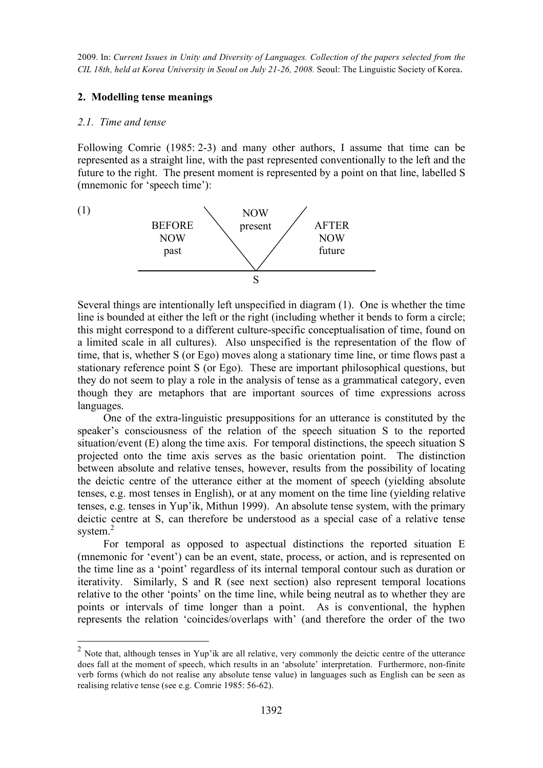## 2. Modelling tense meanings

### *2.1. Time and tense*

Following Comrie (1985: 2-3) and many other authors, I assume that time can be represented as a straight line, with the past represented conventionally to the left and the future to the right. The present moment is represented by a point on that line, labelled S (mnemonic for 'speech time'):

(1)

```
                   \     NOW      /
       BEFORE       \  present   /       AFTER
        NOW          \          /         NOW
        past          \        /         future
                       \      /
   ____________________ \  / ____________________
                          S
```

Several things are intentionally left unspecified in diagram (1). One is whether the time line is bounded at either the left or the right (including whether it bends to form a circle; this might correspond to a different culture-specific conceptualisation of time, found on a limited scale in all cultures). Also unspecified is the representation of the flow of time, that is, whether S (or Ego) moves along a stationary time line, or time flows past a stationary reference point S (or Ego). These are important philosophical questions, but they do not seem to play a role in the analysis of tense as a grammatical category, even though they are metaphors that are important sources of time expressions across languages.

One of the extra-linguistic presuppositions for an utterance is constituted by the speaker's consciousness of the relation of the speech situation S to the reported situation/event (E) along the time axis. For temporal distinctions, the speech situation S projected onto the time axis serves as the basic orientation point. The distinction between absolute and relative tenses, however, results from the possibility of locating the deictic centre of the utterance either at the moment of speech (yielding absolute tenses, e.g. most tenses in English), or at any moment on the time line (yielding relative tenses, e.g. tenses in Yup'ik, Mithun 1999). An absolute tense system, with the primary deictic centre at S, can therefore be understood as a special case of a relative tense system.[2]

For temporal as opposed to aspectual distinctions the reported situation E (mnemonic for 'event') can be an event, state, process, or action, and is represented on the time line as a 'point' regardless of its internal temporal contour such as duration or iterativity. Similarly, S and R (see next section) also represent temporal locations relative to the other 'points' on the time line, while being neutral as to whether they are points or intervals of time longer than a point. As is conventional, the hyphen represents the relation 'coincides/overlaps with' (and therefore the order of the two

---

[2] Note that, although tenses in Yup'ik are all relative, very commonly the deictic centre of the utterance does fall at the moment of speech, which results in an 'absolute' interpretation. Furthermore, non-finite verb forms (which do not realise any absolute tense value) in languages such as English can be seen as realising relative tense (see e.g. Comrie 1985: 56-62).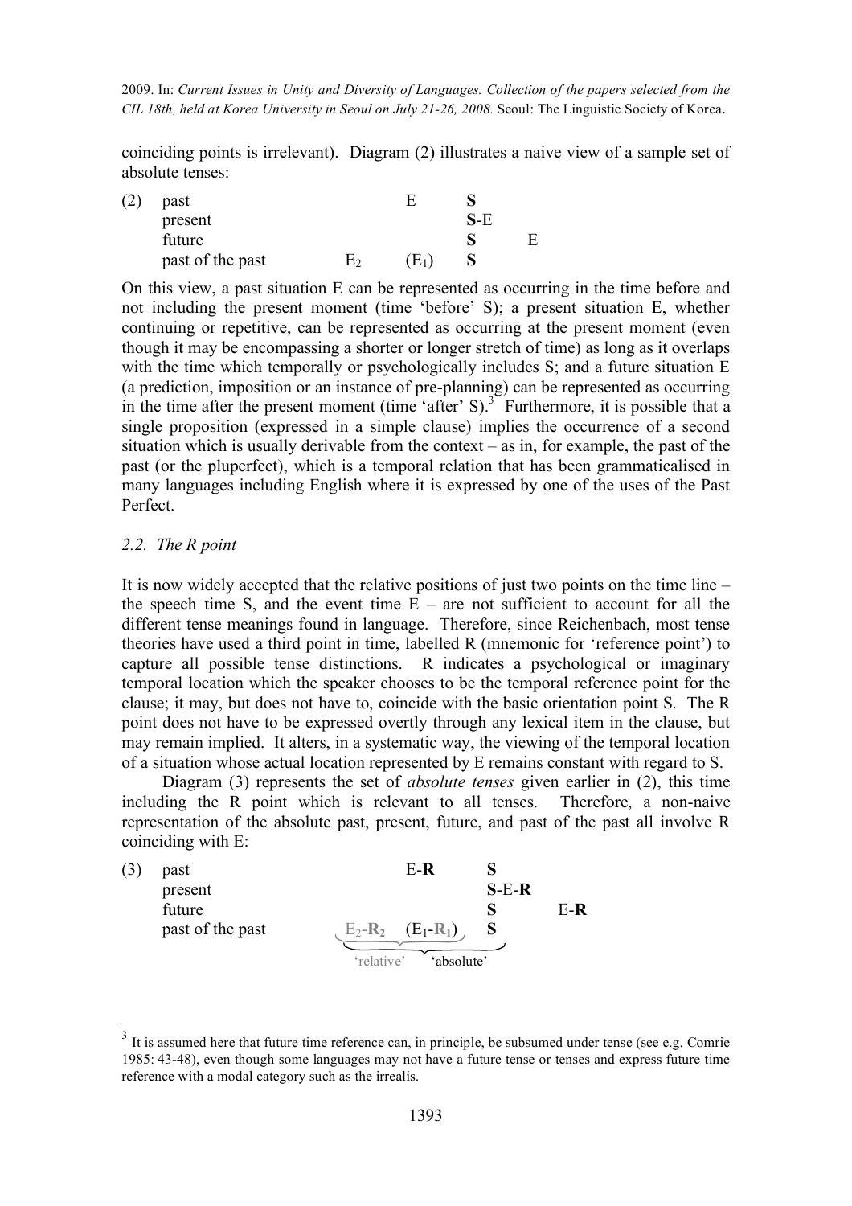coinciding points is irrelevant). Diagram (2) illustrates a naive view of a sample set of absolute tenses:

| (2) | | | | |
|---|---|---|---|---|
| past | | E | **S** | |
| present | | | **S**-E | |
| future | | | **S** | E |
| past of the past | $E_2$ | $(E_1)$ | **S** | |

On this view, a past situation E can be represented as occurring in the time before and not including the present moment (time 'before' S); a present situation E, whether continuing or repetitive, can be represented as occurring at the present moment (even though it may be encompassing a shorter or longer stretch of time) as long as it overlaps with the time which temporally or psychologically includes S; and a future situation E (a prediction, imposition or an instance of pre-planning) can be represented as occurring in the time after the present moment (time 'after' S).[3] Furthermore, it is possible that a single proposition (expressed in a simple clause) implies the occurrence of a second situation which is usually derivable from the context – as in, for example, the past of the past (or the pluperfect), which is a temporal relation that has been grammaticalised in many languages including English where it is expressed by one of the uses of the Past Perfect.

### 2.2. The R point

It is now widely accepted that the relative positions of just two points on the time line – the speech time S, and the event time E – are not sufficient to account for all the different tense meanings found in language. Therefore, since Reichenbach, most tense theories have used a third point in time, labelled R (mnemonic for 'reference point') to capture all possible tense distinctions. R indicates a psychological or imaginary temporal location which the speaker chooses to be the temporal reference point for the clause; it may, but does not have to, coincide with the basic orientation point S. The R point does not have to be expressed overtly through any lexical item in the clause, but may remain implied. It alters, in a systematic way, the viewing of the temporal location of a situation whose actual location represented by E remains constant with regard to S.

Diagram (3) represents the set of *absolute tenses* given earlier in (2), this time including the R point which is relevant to all tenses. Therefore, a non-naive representation of the absolute past, present, future, and past of the past all involve R coinciding with E:

| (3) | | | | |
|---|---|---|---|---|
| past | | E-**R** | **S** | |
| present | | | **S**-E-**R** | |
| future | | | **S** | E-**R** |
| past of the past | $E_2$-$\mathbf{R_2}$ | $(E_1$-$\mathbf{R_1})$ | **S** | |
| | 'relative' | 'absolute' | | |

[3] It is assumed here that future time reference can, in principle, be subsumed under tense (see e.g. Comrie 1985: 43-48), even though some languages may not have a future tense or tenses and express future time reference with a modal category such as the irrealis.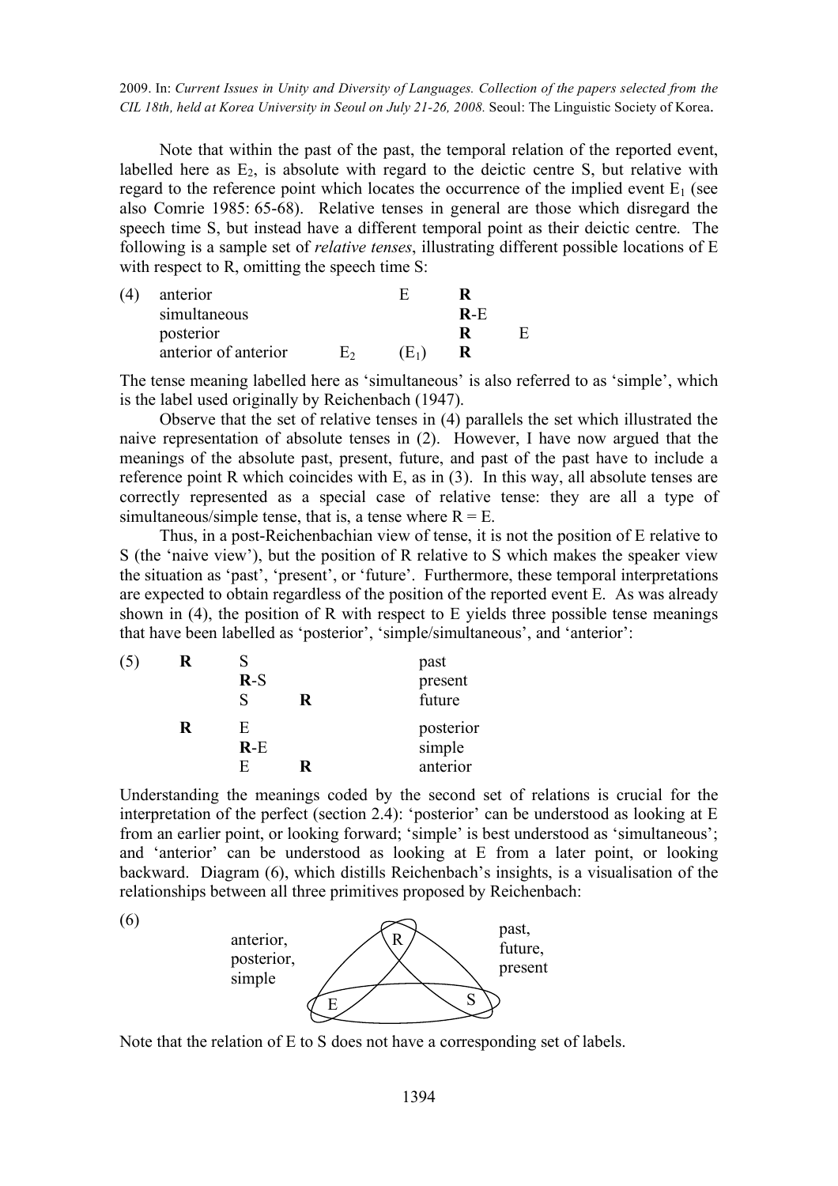Note that within the past of the past, the temporal relation of the reported event, labelled here as $E_2$, is absolute with regard to the deictic centre S, but relative with regard to the reference point which locates the occurrence of the implied event $E_1$ (see also Comrie 1985: 65-68). Relative tenses in general are those which disregard the speech time S, but instead have a different temporal point as their deictic centre. The following is a sample set of *relative tenses*, illustrating different possible locations of E with respect to R, omitting the speech time S:

| (4) | | | | |
|---|---|---|---|---|
| anterior | | E | **R** | |
| simultaneous | | | **R**-E | |
| posterior | | | **R** | E |
| anterior of anterior | $E_2$ | $(E_1)$ | **R** | |

The tense meaning labelled here as 'simultaneous' is also referred to as 'simple', which is the label used originally by Reichenbach (1947).

Observe that the set of relative tenses in (4) parallels the set which illustrated the naive representation of absolute tenses in (2). However, I have now argued that the meanings of the absolute past, present, future, and past of the past have to include a reference point R which coincides with E, as in (3). In this way, all absolute tenses are correctly represented as a special case of relative tense: they are all a type of simultaneous/simple tense, that is, a tense where R = E.

Thus, in a post-Reichenbachian view of tense, it is not the position of E relative to S (the 'naive view'), but the position of R relative to S which makes the speaker view the situation as 'past', 'present', or 'future'. Furthermore, these temporal interpretations are expected to obtain regardless of the position of the reported event E. As was already shown in (4), the position of R with respect to E yields three possible tense meanings that have been labelled as 'posterior', 'simple/simultaneous', and 'anterior':

| (5) | | | | |
|---|---|---|---|---|
| **R** | S | | past |
| | **R**-S | | present |
| | S | **R** | future |
| **R** | E | | posterior |
| | **R**-E | | simple |
| | E | **R** | anterior |

Understanding the meanings coded by the second set of relations is crucial for the interpretation of the perfect (section 2.4): 'posterior' can be understood as looking at E from an earlier point, or looking forward; 'simple' is best understood as 'simultaneous'; and 'anterior' can be understood as looking at E from a later point, or looking backward. Diagram (6), which distills Reichenbach's insights, is a visualisation of the relationships between all three primitives proposed by Reichenbach:

(6)

anterior, posterior, simple — R — E — S — past, future, present

Note that the relation of E to S does not have a corresponding set of labels.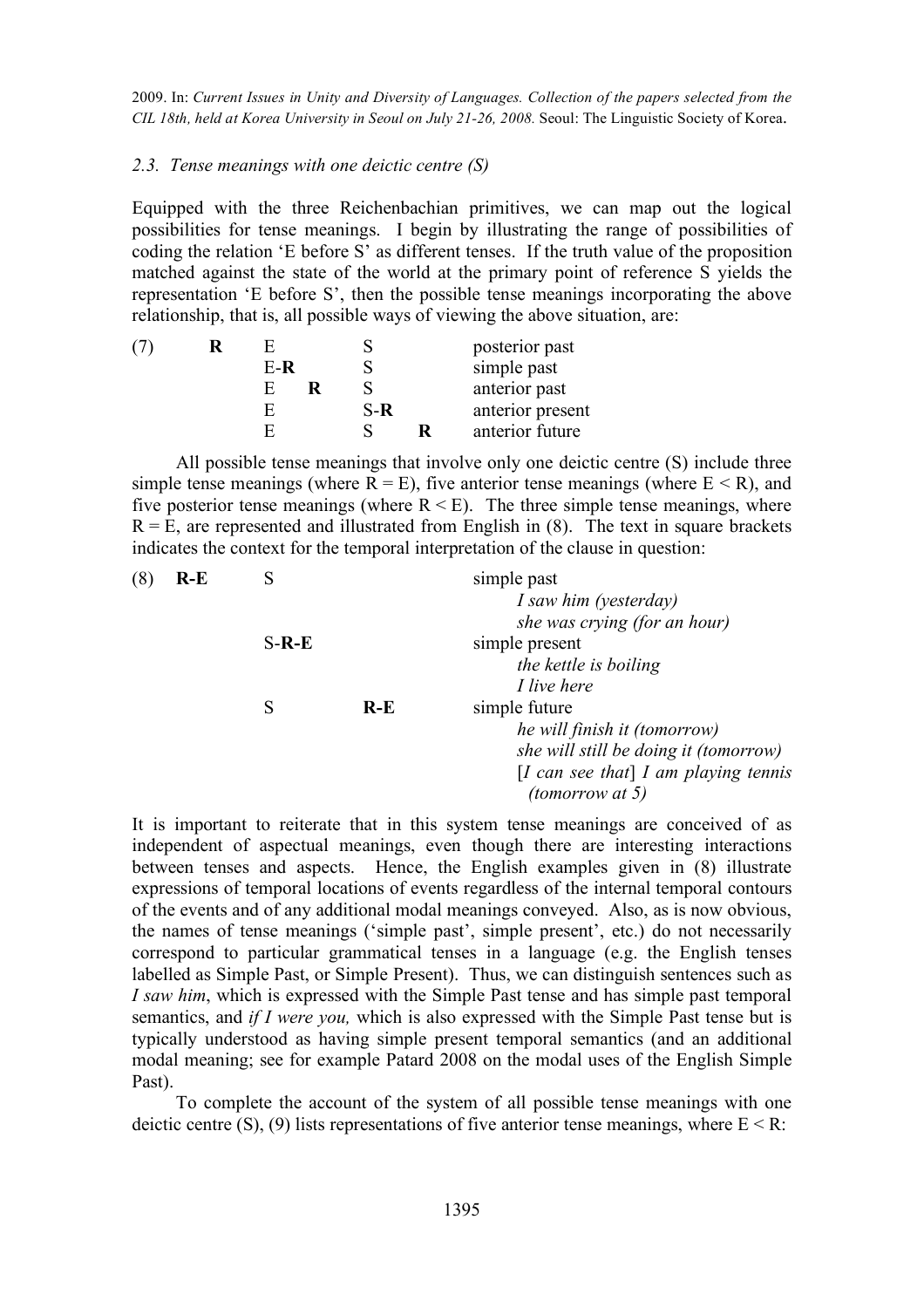2009. In: *Current Issues in Unity and Diversity of Languages. Collection of the papers selected from the CIL 18th, held at Korea University in Seoul on July 21-26, 2008.* Seoul: The Linguistic Society of Korea.

### *2.3. Tense meanings with one deictic centre (S)*

Equipped with the three Reichenbachian primitives, we can map out the logical possibilities for tense meanings. I begin by illustrating the range of possibilities of coding the relation 'E before S' as different tenses. If the truth value of the proposition matched against the state of the world at the primary point of reference S yields the representation 'E before S', then the possible tense meanings incorporating the above relationship, that is, all possible ways of viewing the above situation, are:

| (7) | | | | | | |
|---|---|---|---|---|---|---|
| | **R** | E | | S | | posterior past |
| | | E-**R** | | S | | simple past |
| | | E | **R** | S | | anterior past |
| | | E | | S-**R** | | anterior present |
| | | E | | S | **R** | anterior future |

All possible tense meanings that involve only one deictic centre (S) include three simple tense meanings (where R = E), five anterior tense meanings (where E < R), and five posterior tense meanings (where R < E). The three simple tense meanings, where R = E, are represented and illustrated from English in (8). The text in square brackets indicates the context for the temporal interpretation of the clause in question:

| (8) | | | | |
|---|---|---|---|---|
| | **R-E** | S | | simple past<br>*I saw him (yesterday)*<br>*she was crying (for an hour)* |
| | | S-**R-E** | | simple present<br>*the kettle is boiling*<br>*I live here* |
| | | S | **R-E** | simple future<br>*he will finish it (tomorrow)*<br>*she will still be doing it (tomorrow)*<br>[*I can see that*] *I am playing tennis (tomorrow at 5)* |

It is important to reiterate that in this system tense meanings are conceived of as independent of aspectual meanings, even though there are interesting interactions between tenses and aspects. Hence, the English examples given in (8) illustrate expressions of temporal locations of events regardless of the internal temporal contours of the events and of any additional modal meanings conveyed. Also, as is now obvious, the names of tense meanings ('simple past', simple present', etc.) do not necessarily correspond to particular grammatical tenses in a language (e.g. the English tenses labelled as Simple Past, or Simple Present). Thus, we can distinguish sentences such as *I saw him*, which is expressed with the Simple Past tense and has simple past temporal semantics, and *if I were you,* which is also expressed with the Simple Past tense but is typically understood as having simple present temporal semantics (and an additional modal meaning; see for example Patard 2008 on the modal uses of the English Simple Past).

To complete the account of the system of all possible tense meanings with one deictic centre (S), (9) lists representations of five anterior tense meanings, where E < R: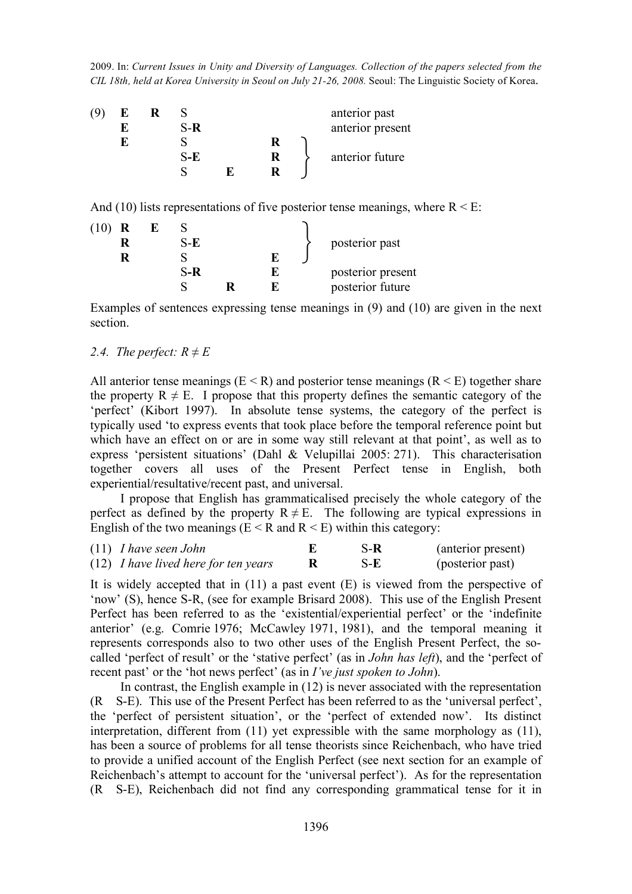(9)

| E | R | S | | | anterior past |
|---|---|---|---|---|---|
| **E** | | S-**R** | | | anterior present |
| **E** | | S | | **R** | anterior future |
| | | S-**E** | | **R** | anterior future |
| | | S | **E** | **R** | anterior future |

And (10) lists representations of five posterior tense meanings, where R < E:

(10)

| R | E | S | | | posterior past |
|---|---|---|---|---|---|
| **R** | | S-**E** | | | posterior past |
| **R** | | S | | **E** | posterior past |
| | | S-**R** | | **E** | posterior present |
| | | S | **R** | **E** | posterior future |

Examples of sentences expressing tense meanings in (9) and (10) are given in the next section.

### *2.4. The perfect: R ≠ E*

All anterior tense meanings (E < R) and posterior tense meanings (R < E) together share the property R ≠ E. I propose that this property defines the semantic category of the 'perfect' (Kibort 1997). In absolute tense systems, the category of the perfect is typically used 'to express events that took place before the temporal reference point but which have an effect on or are in some way still relevant at that point', as well as to express 'persistent situations' (Dahl & Velupillai 2005: 271). This characterisation together covers all uses of the Present Perfect tense in English, both experiential/resultative/recent past, and universal.

I propose that English has grammaticalised precisely the whole category of the perfect as defined by the property R ≠ E. The following are typical expressions in English of the two meanings (E < R and R < E) within this category:

| | | | |
|---|---|---|---|
| (11) *I have seen John* | **E** | S-**R** | (anterior present) |
| (12) *I have lived here for ten years* | **R** | S-**E** | (posterior past) |

It is widely accepted that in (11) a past event (E) is viewed from the perspective of 'now' (S), hence S-R, (see for example Brisard 2008). This use of the English Present Perfect has been referred to as the 'existential/experiential perfect' or the 'indefinite anterior' (e.g. Comrie 1976; McCawley 1971, 1981), and the temporal meaning it represents corresponds also to two other uses of the English Present Perfect, the so-called 'perfect of result' or the 'stative perfect' (as in *John has left*), and the 'perfect of recent past' or the 'hot news perfect' (as in *I've just spoken to John*).

In contrast, the English example in (12) is never associated with the representation (R S-E). This use of the Present Perfect has been referred to as the 'universal perfect', the 'perfect of persistent situation', or the 'perfect of extended now'. Its distinct interpretation, different from (11) yet expressible with the same morphology as (11), has been a source of problems for all tense theorists since Reichenbach, who have tried to provide a unified account of the English Perfect (see next section for an example of Reichenbach's attempt to account for the 'universal perfect'). As for the representation (R S-E), Reichenbach did not find any corresponding grammatical tense for it in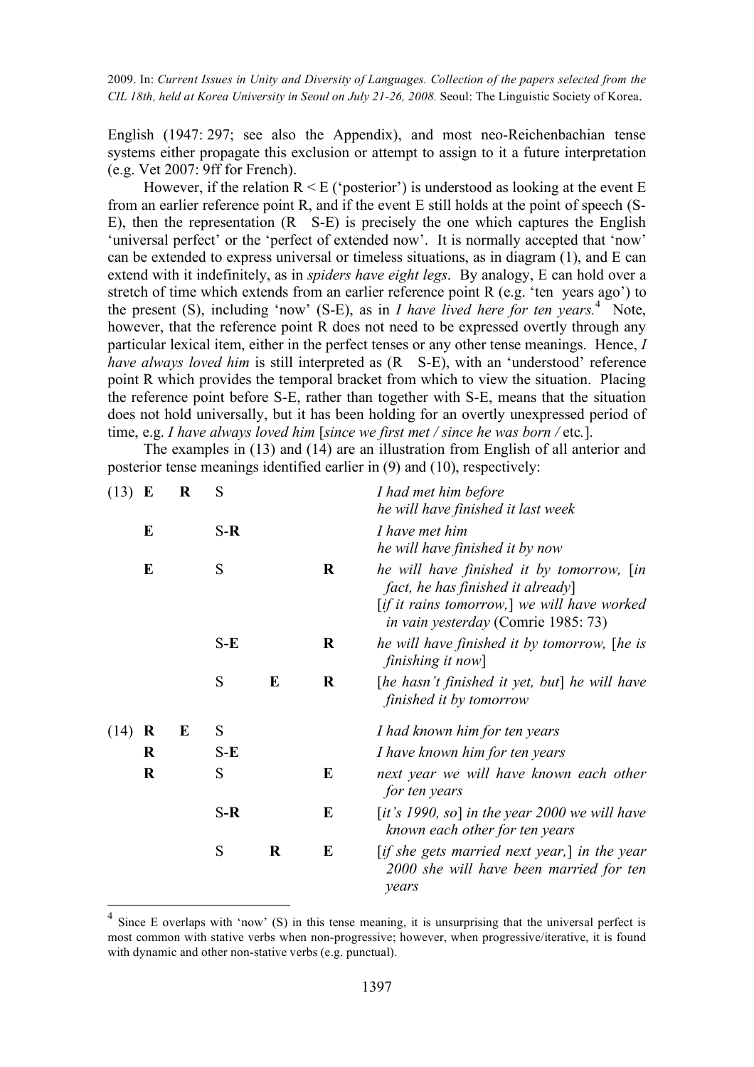English (1947: 297; see also the Appendix), and most neo-Reichenbachian tense systems either propagate this exclusion or attempt to assign to it a future interpretation (e.g. Vet 2007: 9ff for French).

However, if the relation R < E ('posterior') is understood as looking at the event E from an earlier reference point R, and if the event E still holds at the point of speech (S-E), then the representation (R  S-E) is precisely the one which captures the English 'universal perfect' or the 'perfect of extended now'. It is normally accepted that 'now' can be extended to express universal or timeless situations, as in diagram (1), and E can extend with it indefinitely, as in *spiders have eight legs*. By analogy, E can hold over a stretch of time which extends from an earlier reference point R (e.g. 'ten years ago') to the present (S), including 'now' (S-E), as in *I have lived here for ten years.*[4] Note, however, that the reference point R does not need to be expressed overtly through any particular lexical item, either in the perfect tenses or any other tense meanings. Hence, *I have always loved him* is still interpreted as (R  S-E), with an 'understood' reference point R which provides the temporal bracket from which to view the situation. Placing the reference point before S-E, rather than together with S-E, means that the situation does not hold universally, but it has been holding for an overtly unexpressed period of time, e.g. *I have always loved him* [*since we first met / since he was born /* etc.].

The examples in (13) and (14) are an illustration from English of all anterior and posterior tense meanings identified earlier in (9) and (10), respectively:

| | | | | | | |
|---|---|---|---|---|---|---|
| (13) | **E** | **R** | S | | | *I had met him before*<br>*he will have finished it last week* |
| | **E** | | S-**R** | | | *I have met him*<br>*he will have finished it by now* |
| | **E** | | S | | **R** | *he will have finished it by tomorrow,* [*in fact, he has finished it already*]<br>[*if it rains tomorrow,*] *we will have worked in vain yesterday* (Comrie 1985: 73) |
| | | | S-**E** | | **R** | *he will have finished it by tomorrow,* [*he is finishing it now*] |
| | | | S | **E** | **R** | [*he hasn't finished it yet, but*] *he will have finished it by tomorrow* |
| (14) | **R** | **E** | S | | | *I had known him for ten years* |
| | **R** | | S-**E** | | | *I have known him for ten years* |
| | **R** | | S | | **E** | *next year we will have known each other for ten years* |
| | | | S-**R** | | **E** | [*it's 1990, so*] *in the year 2000 we will have known each other for ten years* |
| | | | S | **R** | **E** | [*if she gets married next year,*] *in the year 2000 she will have been married for ten years* |

[4] Since E overlaps with 'now' (S) in this tense meaning, it is unsurprising that the universal perfect is most common with stative verbs when non-progressive; however, when progressive/iterative, it is found with dynamic and other non-stative verbs (e.g. punctual).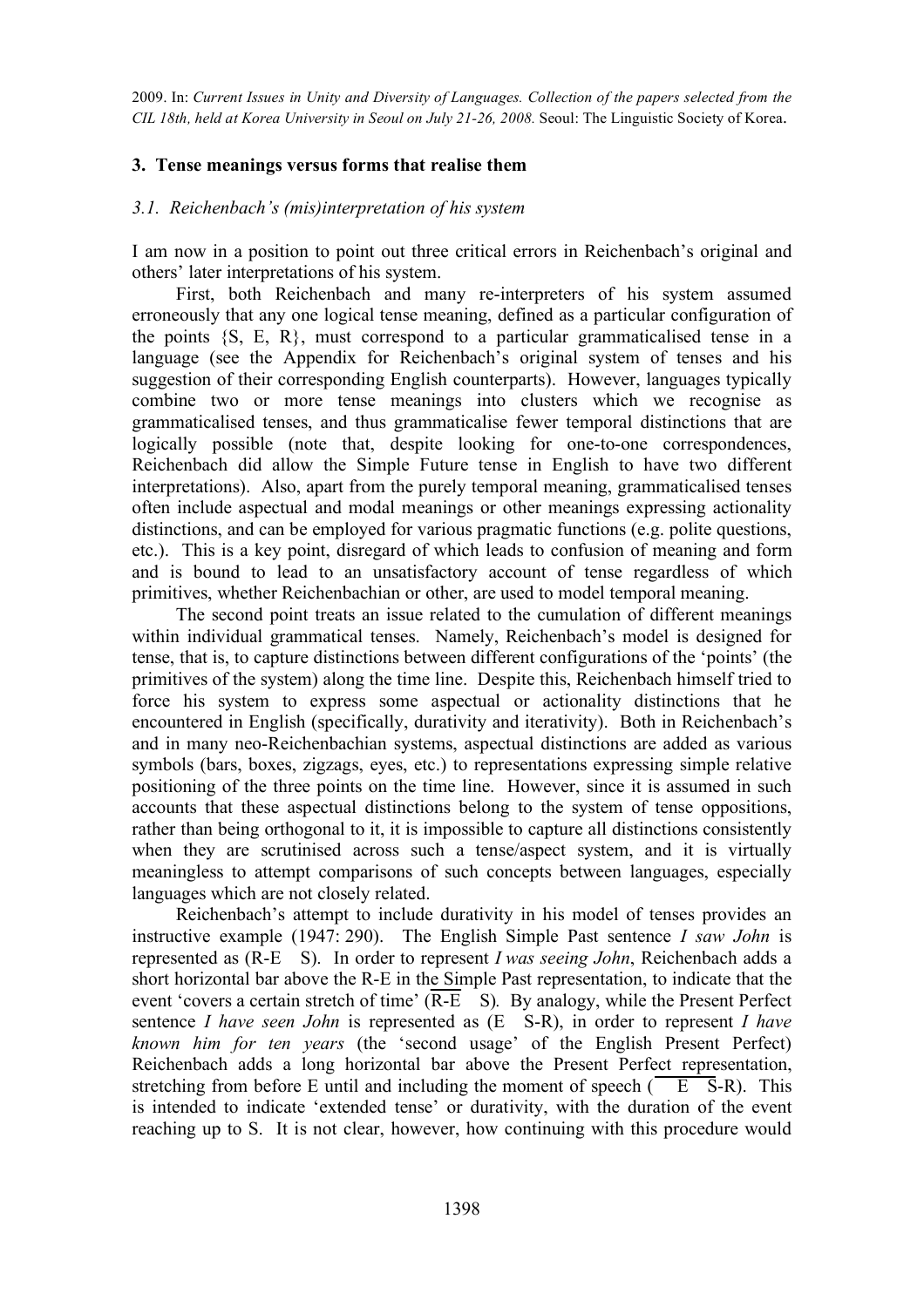## 3. Tense meanings versus forms that realise them

### *3.1. Reichenbach's (mis)interpretation of his system*

I am now in a position to point out three critical errors in Reichenbach's original and others' later interpretations of his system.

First, both Reichenbach and many re-interpreters of his system assumed erroneously that any one logical tense meaning, defined as a particular configuration of the points {S, E, R}, must correspond to a particular grammaticalised tense in a language (see the Appendix for Reichenbach's original system of tenses and his suggestion of their corresponding English counterparts). However, languages typically combine two or more tense meanings into clusters which we recognise as grammaticalised tenses, and thus grammaticalise fewer temporal distinctions that are logically possible (note that, despite looking for one-to-one correspondences, Reichenbach did allow the Simple Future tense in English to have two different interpretations). Also, apart from the purely temporal meaning, grammaticalised tenses often include aspectual and modal meanings or other meanings expressing actionality distinctions, and can be employed for various pragmatic functions (e.g. polite questions, etc.). This is a key point, disregard of which leads to confusion of meaning and form and is bound to lead to an unsatisfactory account of tense regardless of which primitives, whether Reichenbachian or other, are used to model temporal meaning.

The second point treats an issue related to the cumulation of different meanings within individual grammatical tenses. Namely, Reichenbach's model is designed for tense, that is, to capture distinctions between different configurations of the 'points' (the primitives of the system) along the time line. Despite this, Reichenbach himself tried to force his system to express some aspectual or actionality distinctions that he encountered in English (specifically, durativity and iterativity). Both in Reichenbach's and in many neo-Reichenbachian systems, aspectual distinctions are added as various symbols (bars, boxes, zigzags, eyes, etc.) to representations expressing simple relative positioning of the three points on the time line. However, since it is assumed in such accounts that these aspectual distinctions belong to the system of tense oppositions, rather than being orthogonal to it, it is impossible to capture all distinctions consistently when they are scrutinised across such a tense/aspect system, and it is virtually meaningless to attempt comparisons of such concepts between languages, especially languages which are not closely related.

Reichenbach's attempt to include durativity in his model of tenses provides an instructive example (1947: 290). The English Simple Past sentence *I saw John* is represented as (R-E   S). In order to represent *I was seeing John*, Reichenbach adds a short horizontal bar above the R-E in the Simple Past representation, to indicate that the event 'covers a certain stretch of time' ($\overline{\text{R-E}}$   S). By analogy, while the Present Perfect sentence *I have seen John* is represented as (E   S-R), in order to represent *I have known him for ten years* (the 'second usage' of the English Present Perfect) Reichenbach adds a long horizontal bar above the Present Perfect representation, stretching from before E until and including the moment of speech ($\overline{\quad\text{E}\quad\text{S}}$-R). This is intended to indicate 'extended tense' or durativity, with the duration of the event reaching up to S. It is not clear, however, how continuing with this procedure would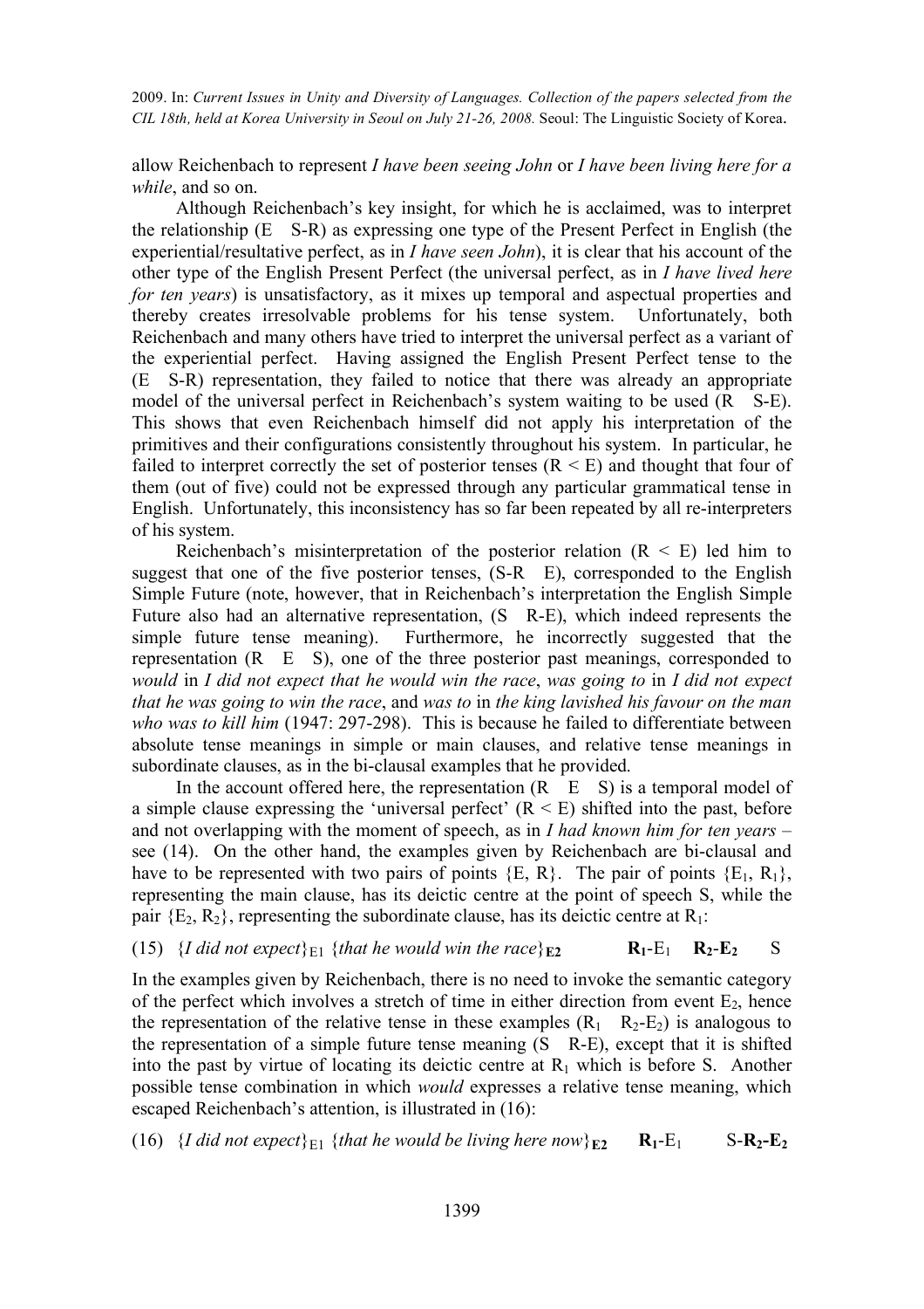allow Reichenbach to represent *I have been seeing John* or *I have been living here for a while*, and so on.

Although Reichenbach's key insight, for which he is acclaimed, was to interpret the relationship (E S-R) as expressing one type of the Present Perfect in English (the experiential/resultative perfect, as in *I have seen John*), it is clear that his account of the other type of the English Present Perfect (the universal perfect, as in *I have lived here for ten years*) is unsatisfactory, as it mixes up temporal and aspectual properties and thereby creates irresolvable problems for his tense system. Unfortunately, both Reichenbach and many others have tried to interpret the universal perfect as a variant of the experiential perfect. Having assigned the English Present Perfect tense to the (E S-R) representation, they failed to notice that there was already an appropriate model of the universal perfect in Reichenbach's system waiting to be used (R S-E). This shows that even Reichenbach himself did not apply his interpretation of the primitives and their configurations consistently throughout his system. In particular, he failed to interpret correctly the set of posterior tenses ($R < E$) and thought that four of them (out of five) could not be expressed through any particular grammatical tense in English. Unfortunately, this inconsistency has so far been repeated by all re-interpreters of his system.

Reichenbach's misinterpretation of the posterior relation ($R < E$) led him to suggest that one of the five posterior tenses, (S-R E), corresponded to the English Simple Future (note, however, that in Reichenbach's interpretation the English Simple Future also had an alternative representation, (S R-E), which indeed represents the simple future tense meaning). Furthermore, he incorrectly suggested that the representation (R E S), one of the three posterior past meanings, corresponded to *would* in *I did not expect that he would win the race*, *was going to* in *I did not expect that he was going to win the race*, and *was to* in *the king lavished his favour on the man who was to kill him* (1947: 297-298). This is because he failed to differentiate between absolute tense meanings in simple or main clauses, and relative tense meanings in subordinate clauses, as in the bi-clausal examples that he provided.

In the account offered here, the representation (R E S) is a temporal model of a simple clause expressing the 'universal perfect' ($R < E$) shifted into the past, before and not overlapping with the moment of speech, as in *I had known him for ten years* – see (14). On the other hand, the examples given by Reichenbach are bi-clausal and have to be represented with two pairs of points {E, R}. The pair of points $\{E_1, R_1\}$, representing the main clause, has its deictic centre at the point of speech S, while the pair $\{E_2, R_2\}$, representing the subordinate clause, has its deictic centre at $R_1$:

(15) {*I did not expect*}$_{E1}$ {*that he would win the race*}$_{\mathbf{E2}}$ $\mathbf{R_1}$-$E_1$ $\mathbf{R_2}$-$\mathbf{E_2}$ S

In the examples given by Reichenbach, there is no need to invoke the semantic category of the perfect which involves a stretch of time in either direction from event $E_2$, hence the representation of the relative tense in these examples ($R_1$ $R_2$-$E_2$) is analogous to the representation of a simple future tense meaning (S R-E), except that it is shifted into the past by virtue of locating its deictic centre at $R_1$ which is before S. Another possible tense combination in which *would* expresses a relative tense meaning, which escaped Reichenbach's attention, is illustrated in (16):

(16) {*I did not expect*}$_{E1}$ {*that he would be living here now*}$_{\mathbf{E2}}$ $\mathbf{R_1}$-$E_1$ S-$\mathbf{R_2}$-$\mathbf{E_2}$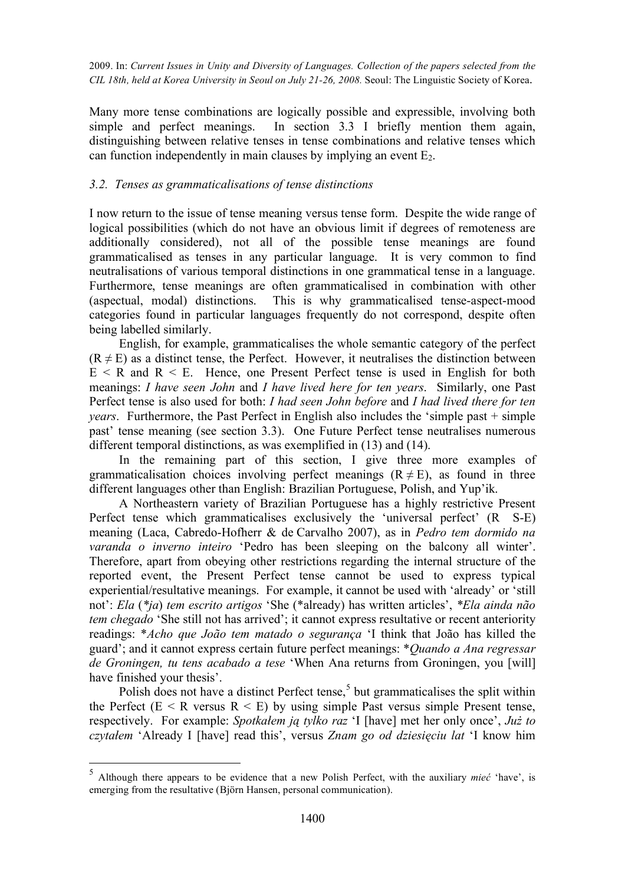Many more tense combinations are logically possible and expressible, involving both simple and perfect meanings. In section 3.3 I briefly mention them again, distinguishing between relative tenses in tense combinations and relative tenses which can function independently in main clauses by implying an event $E_2$.

### *3.2. Tenses as grammaticalisations of tense distinctions*

I now return to the issue of tense meaning versus tense form. Despite the wide range of logical possibilities (which do not have an obvious limit if degrees of remoteness are additionally considered), not all of the possible tense meanings are found grammaticalised as tenses in any particular language. It is very common to find neutralisations of various temporal distinctions in one grammatical tense in a language. Furthermore, tense meanings are often grammaticalised in combination with other (aspectual, modal) distinctions. This is why grammaticalised tense-aspect-mood categories found in particular languages frequently do not correspond, despite often being labelled similarly.

English, for example, grammaticalises the whole semantic category of the perfect ($R \neq E$) as a distinct tense, the Perfect. However, it neutralises the distinction between $E < R$ and $R < E$. Hence, one Present Perfect tense is used in English for both meanings: *I have seen John* and *I have lived here for ten years*. Similarly, one Past Perfect tense is also used for both: *I had seen John before* and *I had lived there for ten years*. Furthermore, the Past Perfect in English also includes the 'simple past + simple past' tense meaning (see section 3.3). One Future Perfect tense neutralises numerous different temporal distinctions, as was exemplified in (13) and (14).

In the remaining part of this section, I give three more examples of grammaticalisation choices involving perfect meanings ($R \neq E$), as found in three different languages other than English: Brazilian Portuguese, Polish, and Yup'ik.

A Northeastern variety of Brazilian Portuguese has a highly restrictive Present Perfect tense which grammaticalises exclusively the 'universal perfect' (R S-E) meaning (Laca, Cabredo-Hofherr & de Carvalho 2007), as in *Pedro tem dormido na varanda o inverno inteiro* 'Pedro has been sleeping on the balcony all winter'. Therefore, apart from obeying other restrictions regarding the internal structure of the reported event, the Present Perfect tense cannot be used to express typical experiential/resultative meanings. For example, it cannot be used with 'already' or 'still not': *Ela* (*\*ja*) *tem escrito artigos* 'She (\*already) has written articles', *\*Ela ainda não tem chegado* 'She still not has arrived'; it cannot express resultative or recent anteriority readings: *\*Acho que João tem matado o segurança* 'I think that João has killed the guard'; and it cannot express certain future perfect meanings: *\*Quando a Ana regressar de Groningen, tu tens acabado a tese* 'When Ana returns from Groningen, you [will] have finished your thesis'.

Polish does not have a distinct Perfect tense,[5] but grammaticalises the split within the Perfect ($E < R$ versus $R < E$) by using simple Past versus simple Present tense, respectively. For example: *Spotkałem ją tylko raz* 'I [have] met her only once', *Już to czytałem* 'Already I [have] read this', versus *Znam go od dziesięciu lat* 'I know him

[5] Although there appears to be evidence that a new Polish Perfect, with the auxiliary *mieć* 'have', is emerging from the resultative (Björn Hansen, personal communication).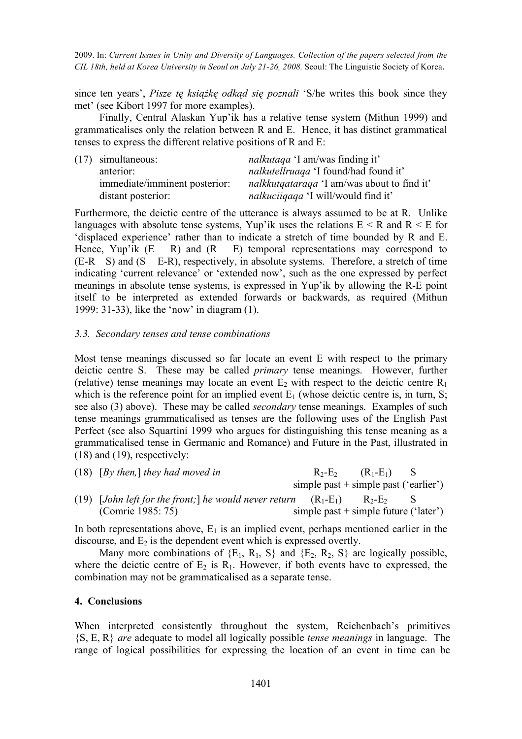since ten years', *Pisze tę książkę odkąd się poznali* 'S/he writes this book since they met' (see Kibort 1997 for more examples).

Finally, Central Alaskan Yup'ik has a relative tense system (Mithun 1999) and grammaticalises only the relation between R and E. Hence, it has distinct grammatical tenses to express the different relative positions of R and E:

(17)

| | |
|---|---|
| simultaneous: | *nalkutaqa* 'I am/was finding it' |
| anterior: | *nalkutellruaqa* 'I found/had found it' |
| immediate/imminent posterior: | *nalkkutqataraqa* 'I am/was about to find it' |
| distant posterior: | *nalkuciiqaqa* 'I will/would find it' |

Furthermore, the deictic centre of the utterance is always assumed to be at R. Unlike languages with absolute tense systems, Yup'ik uses the relations E < R and R < E for 'displaced experience' rather than to indicate a stretch of time bounded by R and E. Hence, Yup'ik (E R) and (R E) temporal representations may correspond to (E-R S) and (S E-R), respectively, in absolute systems. Therefore, a stretch of time indicating 'current relevance' or 'extended now', such as the one expressed by perfect meanings in absolute tense systems, is expressed in Yup'ik by allowing the R-E point itself to be interpreted as extended forwards or backwards, as required (Mithun 1999: 31-33), like the 'now' in diagram (1).

### 3.3. Secondary tenses and tense combinations

Most tense meanings discussed so far locate an event E with respect to the primary deictic centre S. These may be called *primary* tense meanings. However, further (relative) tense meanings may locate an event $E_2$ with respect to the deictic centre $R_1$ which is the reference point for an implied event $E_1$ (whose deictic centre is, in turn, S; see also (3) above). These may be called *secondary* tense meanings. Examples of such tense meanings grammaticalised as tenses are the following uses of the English Past Perfect (see also Squartini 1999 who argues for distinguishing this tense meaning as a grammaticalised tense in Germanic and Romance) and Future in the Past, illustrated in (18) and (19), respectively:

(18) [*By then,*] *they had moved in* — $R_2$-$E_2$ ($R_1$-$E_1$) S
simple past + simple past ('earlier')

(19) [*John left for the front;*] *he would never return* (Comrie 1985: 75) — ($R_1$-$E_1$) $R_2$-$E_2$ S
simple past + simple future ('later')

In both representations above, $E_1$ is an implied event, perhaps mentioned earlier in the discourse, and $E_2$ is the dependent event which is expressed overtly.

Many more combinations of {$E_1$, $R_1$, S} and {$E_2$, $R_2$, S} are logically possible, where the deictic centre of $E_2$ is $R_1$. However, if both events have to expressed, the combination may not be grammaticalised as a separate tense.

## 4. Conclusions

When interpreted consistently throughout the system, Reichenbach's primitives {S, E, R} *are* adequate to model all logically possible *tense meanings* in language. The range of logical possibilities for expressing the location of an event in time can be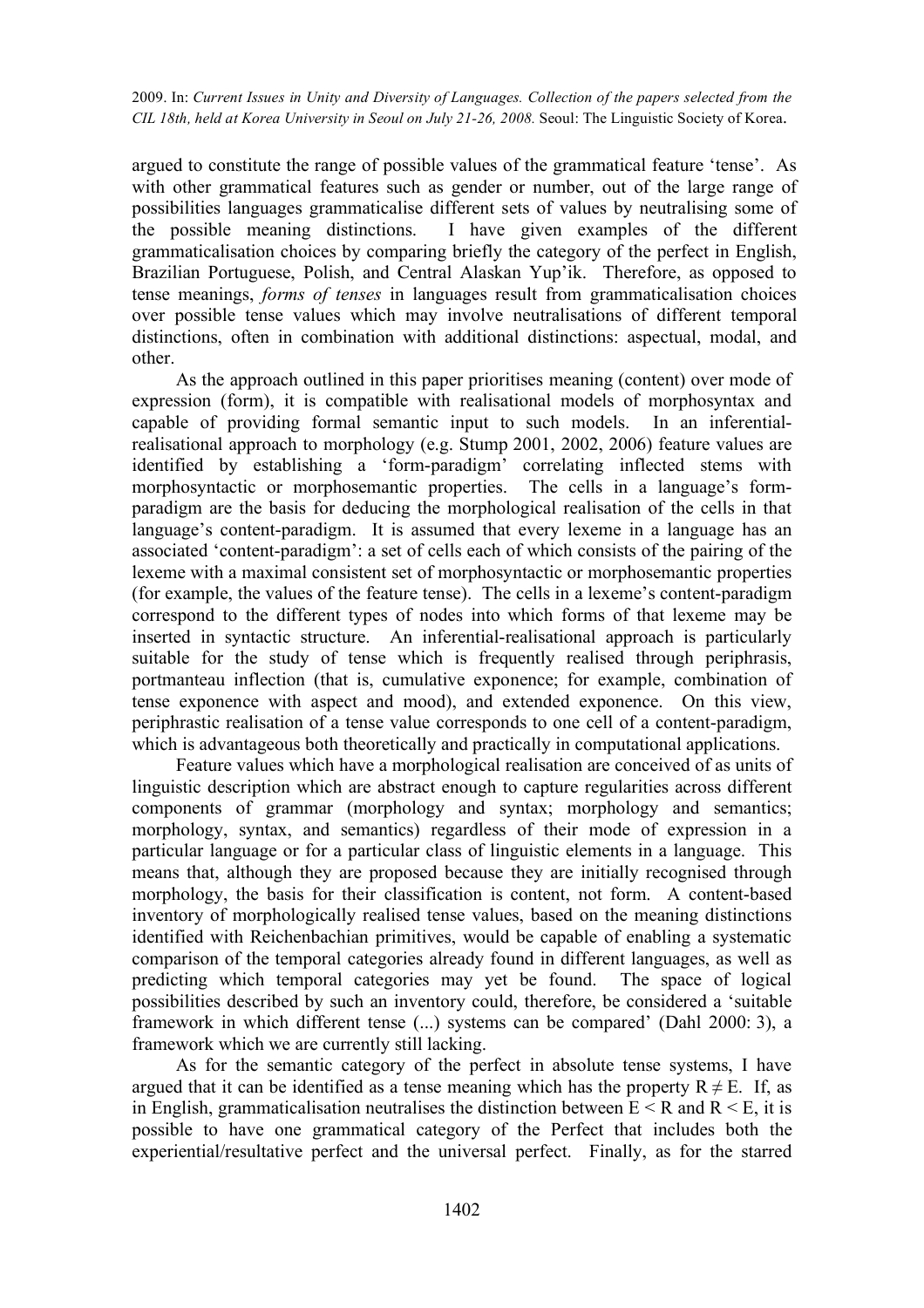argued to constitute the range of possible values of the grammatical feature 'tense'. As with other grammatical features such as gender or number, out of the large range of possibilities languages grammaticalise different sets of values by neutralising some of the possible meaning distinctions. I have given examples of the different grammaticalisation choices by comparing briefly the category of the perfect in English, Brazilian Portuguese, Polish, and Central Alaskan Yup'ik. Therefore, as opposed to tense meanings, *forms of tenses* in languages result from grammaticalisation choices over possible tense values which may involve neutralisations of different temporal distinctions, often in combination with additional distinctions: aspectual, modal, and other.

As the approach outlined in this paper prioritises meaning (content) over mode of expression (form), it is compatible with realisational models of morphosyntax and capable of providing formal semantic input to such models. In an inferential-realisational approach to morphology (e.g. Stump 2001, 2002, 2006) feature values are identified by establishing a 'form-paradigm' correlating inflected stems with morphosyntactic or morphosemantic properties. The cells in a language's form-paradigm are the basis for deducing the morphological realisation of the cells in that language's content-paradigm. It is assumed that every lexeme in a language has an associated 'content-paradigm': a set of cells each of which consists of the pairing of the lexeme with a maximal consistent set of morphosyntactic or morphosemantic properties (for example, the values of the feature tense). The cells in a lexeme's content-paradigm correspond to the different types of nodes into which forms of that lexeme may be inserted in syntactic structure. An inferential-realisational approach is particularly suitable for the study of tense which is frequently realised through periphrasis, portmanteau inflection (that is, cumulative exponence; for example, combination of tense exponence with aspect and mood), and extended exponence. On this view, periphrastic realisation of a tense value corresponds to one cell of a content-paradigm, which is advantageous both theoretically and practically in computational applications.

Feature values which have a morphological realisation are conceived of as units of linguistic description which are abstract enough to capture regularities across different components of grammar (morphology and syntax; morphology and semantics; morphology, syntax, and semantics) regardless of their mode of expression in a particular language or for a particular class of linguistic elements in a language. This means that, although they are proposed because they are initially recognised through morphology, the basis for their classification is content, not form. A content-based inventory of morphologically realised tense values, based on the meaning distinctions identified with Reichenbachian primitives, would be capable of enabling a systematic comparison of the temporal categories already found in different languages, as well as predicting which temporal categories may yet be found. The space of logical possibilities described by such an inventory could, therefore, be considered a 'suitable framework in which different tense (...) systems can be compared' (Dahl 2000: 3), a framework which we are currently still lacking.

As for the semantic category of the perfect in absolute tense systems, I have argued that it can be identified as a tense meaning which has the property $R \neq E$. If, as in English, grammaticalisation neutralises the distinction between $E < R$ and $R < E$, it is possible to have one grammatical category of the Perfect that includes both the experiential/resultative perfect and the universal perfect. Finally, as for the starred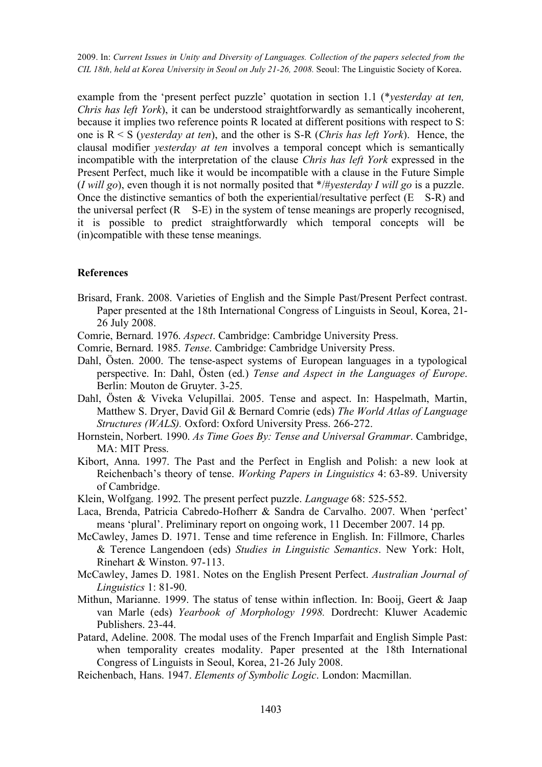example from the 'present perfect puzzle' quotation in section 1.1 (*\*yesterday at ten, Chris has left York*), it can be understood straightforwardly as semantically incoherent, because it implies two reference points R located at different positions with respect to S: one is R < S (*yesterday at ten*), and the other is S-R (*Chris has left York*). Hence, the clausal modifier *yesterday at ten* involves a temporal concept which is semantically incompatible with the interpretation of the clause *Chris has left York* expressed in the Present Perfect, much like it would be incompatible with a clause in the Future Simple (*I will go*), even though it is not normally posited that \*/#*yesterday I will go* is a puzzle. Once the distinctive semantics of both the experiential/resultative perfect (E S-R) and the universal perfect (R S-E) in the system of tense meanings are properly recognised, it is possible to predict straightforwardly which temporal concepts will be (in)compatible with these tense meanings.

## References

Brisard, Frank. 2008. Varieties of English and the Simple Past/Present Perfect contrast. Paper presented at the 18th International Congress of Linguists in Seoul, Korea, 21-26 July 2008.

Comrie, Bernard. 1976. *Aspect*. Cambridge: Cambridge University Press.

Comrie, Bernard. 1985. *Tense*. Cambridge: Cambridge University Press.

Dahl, Östen. 2000. The tense-aspect systems of European languages in a typological perspective. In: Dahl, Östen (ed.) *Tense and Aspect in the Languages of Europe*. Berlin: Mouton de Gruyter. 3-25.

Dahl, Östen & Viveka Velupillai. 2005. Tense and aspect. In: Haspelmath, Martin, Matthew S. Dryer, David Gil & Bernard Comrie (eds) *The World Atlas of Language Structures (WALS).* Oxford: Oxford University Press. 266-272.

Hornstein, Norbert. 1990. *As Time Goes By: Tense and Universal Grammar*. Cambridge, MA: MIT Press.

Kibort, Anna. 1997. The Past and the Perfect in English and Polish: a new look at Reichenbach's theory of tense. *Working Papers in Linguistics* 4: 63-89. University of Cambridge.

Klein, Wolfgang. 1992. The present perfect puzzle. *Language* 68: 525-552.

Laca, Brenda, Patricia Cabredo-Hofherr & Sandra de Carvalho. 2007. When 'perfect' means 'plural'. Preliminary report on ongoing work, 11 December 2007. 14 pp.

McCawley, James D. 1971. Tense and time reference in English. In: Fillmore, Charles & Terence Langendoen (eds) *Studies in Linguistic Semantics*. New York: Holt, Rinehart & Winston. 97-113.

McCawley, James D. 1981. Notes on the English Present Perfect. *Australian Journal of Linguistics* 1: 81-90.

Mithun, Marianne. 1999. The status of tense within inflection. In: Booij, Geert & Jaap van Marle (eds) *Yearbook of Morphology 1998.* Dordrecht: Kluwer Academic Publishers. 23-44.

Patard, Adeline. 2008. The modal uses of the French Imparfait and English Simple Past: when temporality creates modality. Paper presented at the 18th International Congress of Linguists in Seoul, Korea, 21-26 July 2008.

Reichenbach, Hans. 1947. *Elements of Symbolic Logic*. London: Macmillan.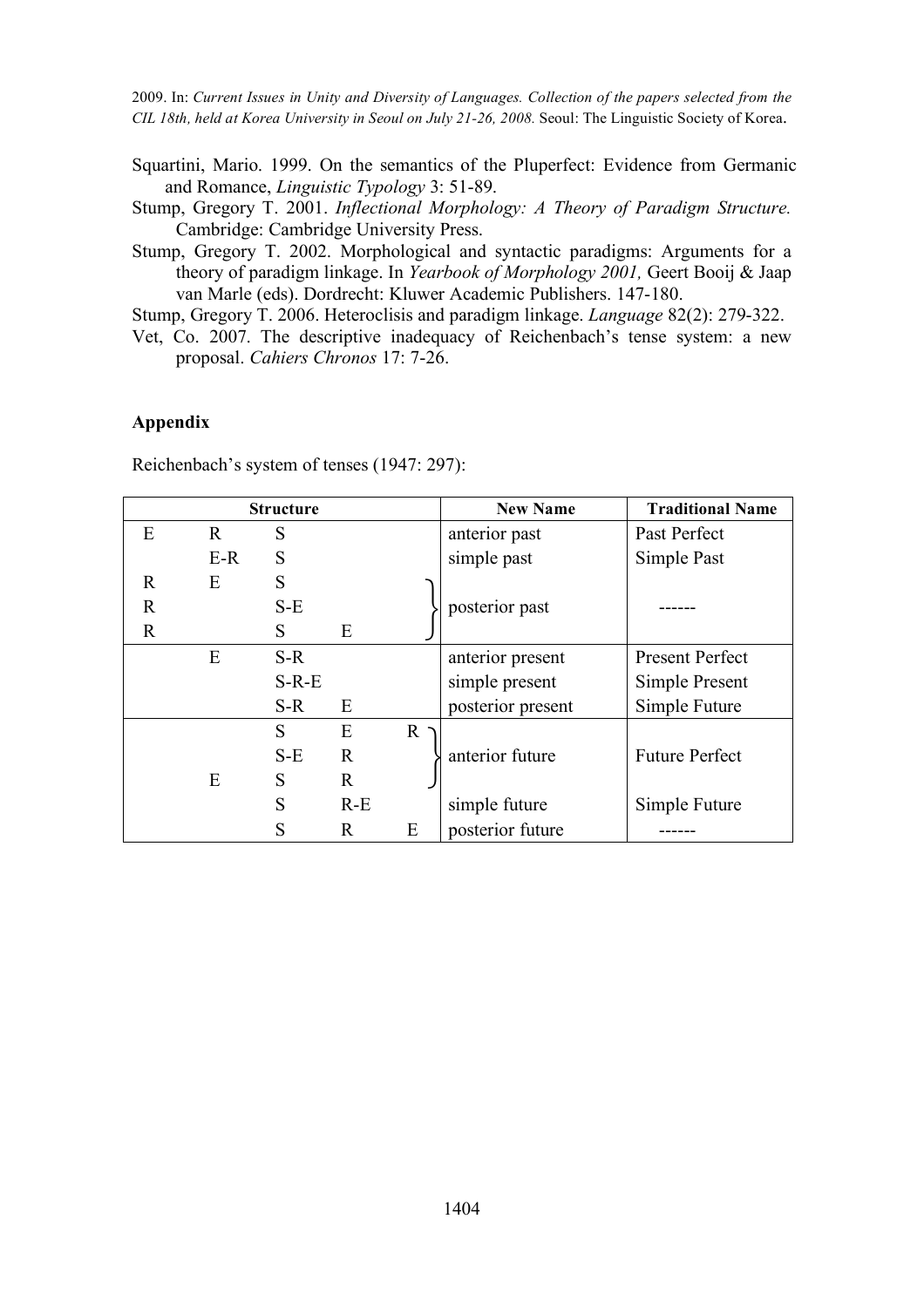Squartini, Mario. 1999. On the semantics of the Pluperfect: Evidence from Germanic and Romance, *Linguistic Typology* 3: 51-89.

Stump, Gregory T. 2001. *Inflectional Morphology: A Theory of Paradigm Structure.* Cambridge: Cambridge University Press.

Stump, Gregory T. 2002. Morphological and syntactic paradigms: Arguments for a theory of paradigm linkage. In *Yearbook of Morphology 2001,* Geert Booij & Jaap van Marle (eds). Dordrecht: Kluwer Academic Publishers. 147-180.

Stump, Gregory T. 2006. Heteroclisis and paradigm linkage. *Language* 82(2): 279-322.

Vet, Co. 2007. The descriptive inadequacy of Reichenbach's tense system: a new proposal. *Cahiers Chronos* 17: 7-26.

## Appendix

Reichenbach's system of tenses (1947: 297):

| Structure | | | | | New Name | Traditional Name |
|---|---|---|---|---|---|---|
| E | R | S | | | anterior past | Past Perfect |
| | E-R | S | | | simple past | Simple Past |
| R | E | S | | | | |
| R | | S-E | | | posterior past | ------ |
| R | | S | E | | | |
| | E | S-R | | | anterior present | Present Perfect |
| | | S-R-E | | | simple present | Simple Present |
| | | S-R | E | | posterior present | Simple Future |
| | | S | E | R | | |
| | | S-E | R | | anterior future | Future Perfect |
| | E | S | R | | | |
| | | S | R-E | | simple future | Simple Future |
| | | S | R | E | posterior future | ------ |